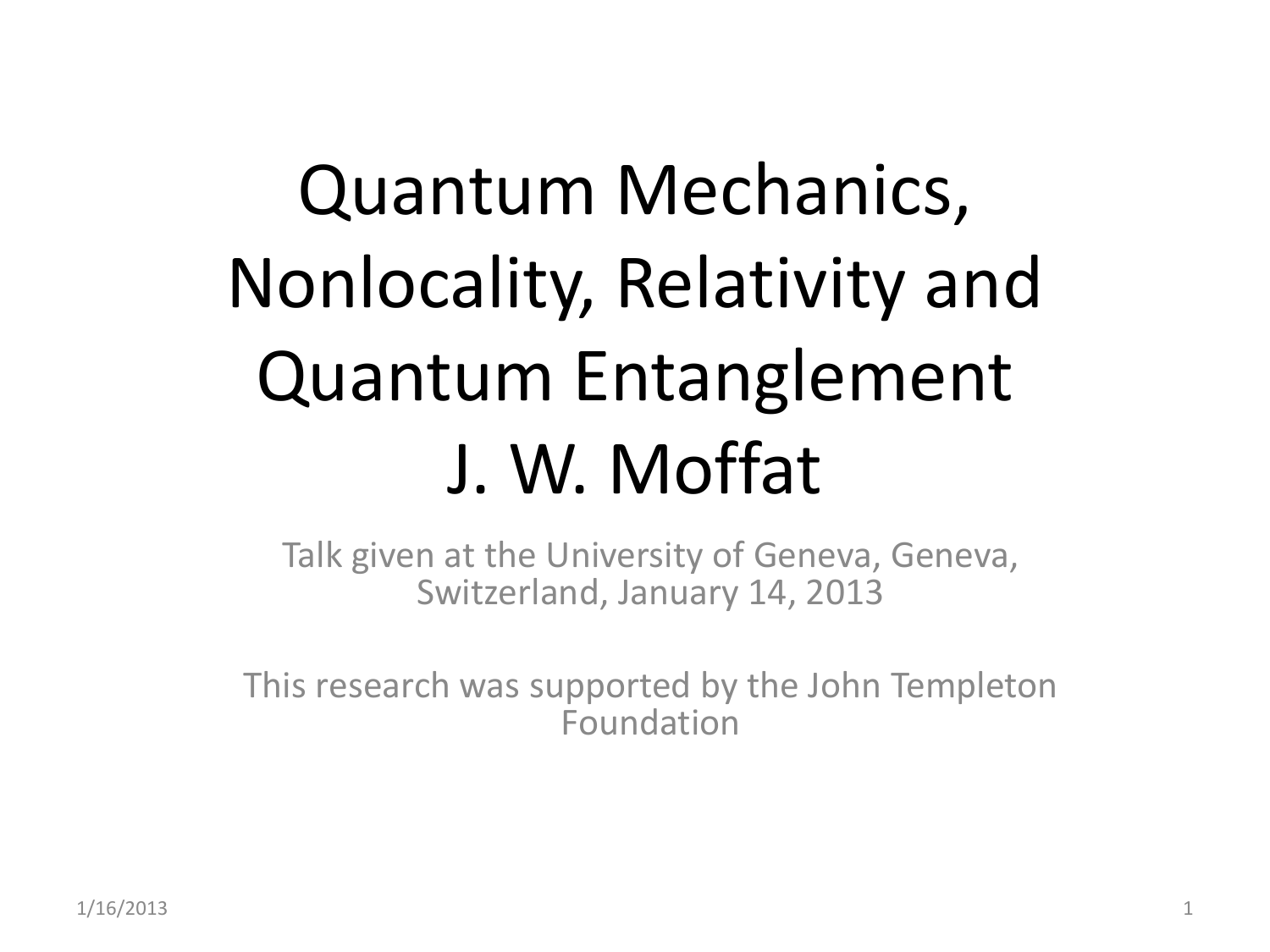# Quantum Mechanics, Nonlocality, Relativity and Quantum Entanglement

## J. W. Moffat

Talk given at the University of Geneva, Geneva, Switzerland, January 14, 2013

This research was supported by the John Templeton Foundation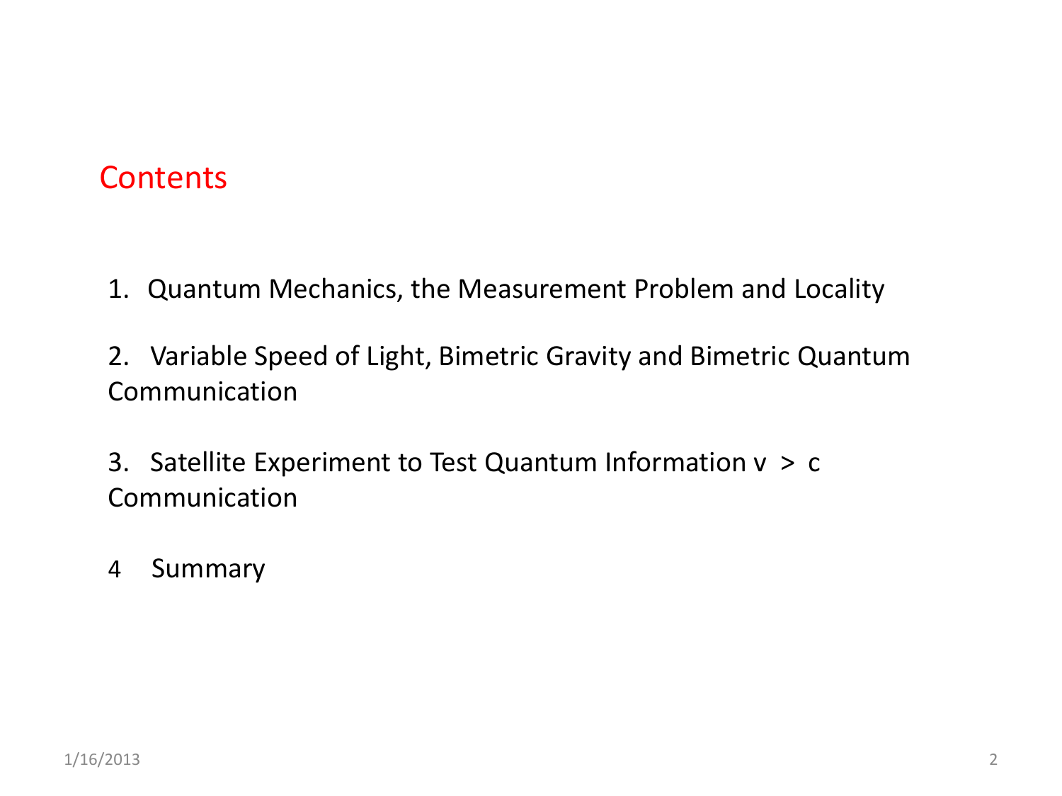## Contents

1. Quantum Mechanics, the Measurement Problem and Locality

2. Variable Speed of Light, Bimetric Gravity and Bimetric Quantum Communication

3. Satellite Experiment to Test Quantum Information $v > c$ Communication

4 Summary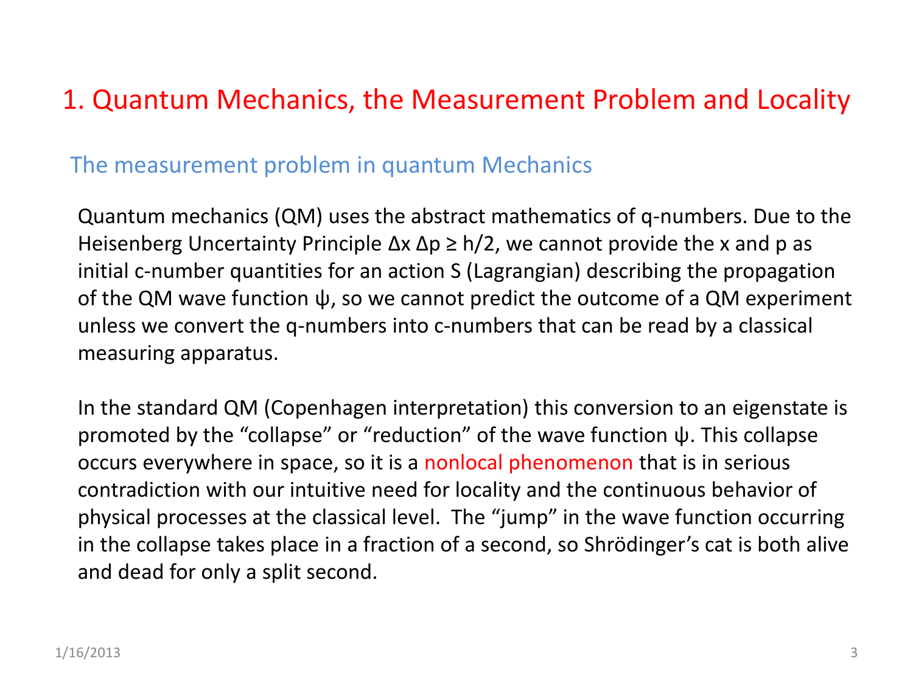## 1. Quantum Mechanics, the Measurement Problem and Locality

### The measurement problem in quantum Mechanics

Quantum mechanics (QM) uses the abstract mathematics of q-numbers. Due to the Heisenberg Uncertainty Principle $\Delta x \, \Delta p \geq h/2$, we cannot provide the x and p as initial c-number quantities for an action S (Lagrangian) describing the propagation of the QM wave function ψ, so we cannot predict the outcome of a QM experiment unless we convert the q-numbers into c-numbers that can be read by a classical measuring apparatus.

In the standard QM (Copenhagen interpretation) this conversion to an eigenstate is promoted by the "collapse" or "reduction" of the wave function ψ. This collapse occurs everywhere in space, so it is a nonlocal phenomenon that is in serious contradiction with our intuitive need for locality and the continuous behavior of physical processes at the classical level. The "jump" in the wave function occurring in the collapse takes place in a fraction of a second, so Shrödinger's cat is both alive and dead for only a split second.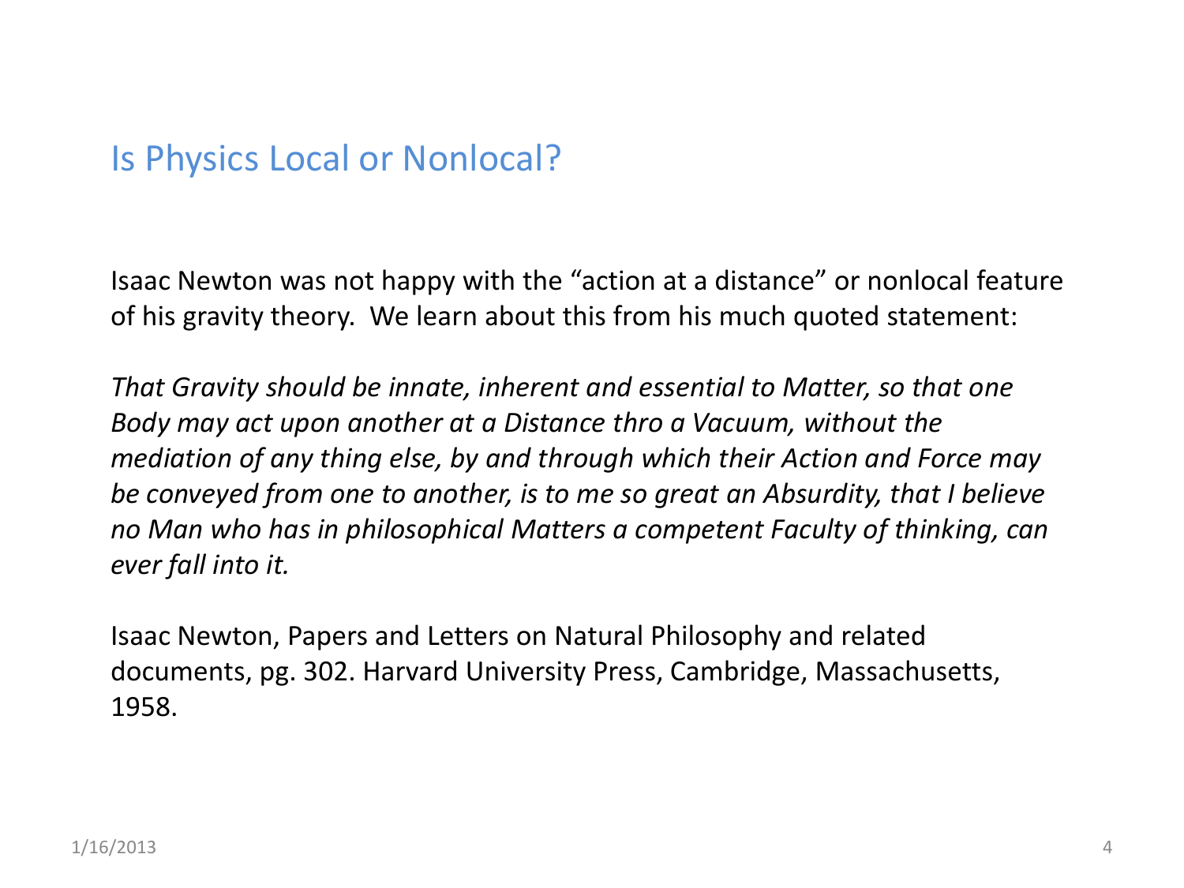## Is Physics Local or Nonlocal?

Isaac Newton was not happy with the “action at a distance” or nonlocal feature of his gravity theory. We learn about this from his much quoted statement:

*That Gravity should be innate, inherent and essential to Matter, so that one Body may act upon another at a Distance thro a Vacuum, without the mediation of any thing else, by and through which their Action and Force may be conveyed from one to another, is to me so great an Absurdity, that I believe no Man who has in philosophical Matters a competent Faculty of thinking, can ever fall into it.*

Isaac Newton, Papers and Letters on Natural Philosophy and related documents, pg. 302. Harvard University Press, Cambridge, Massachusetts, 1958.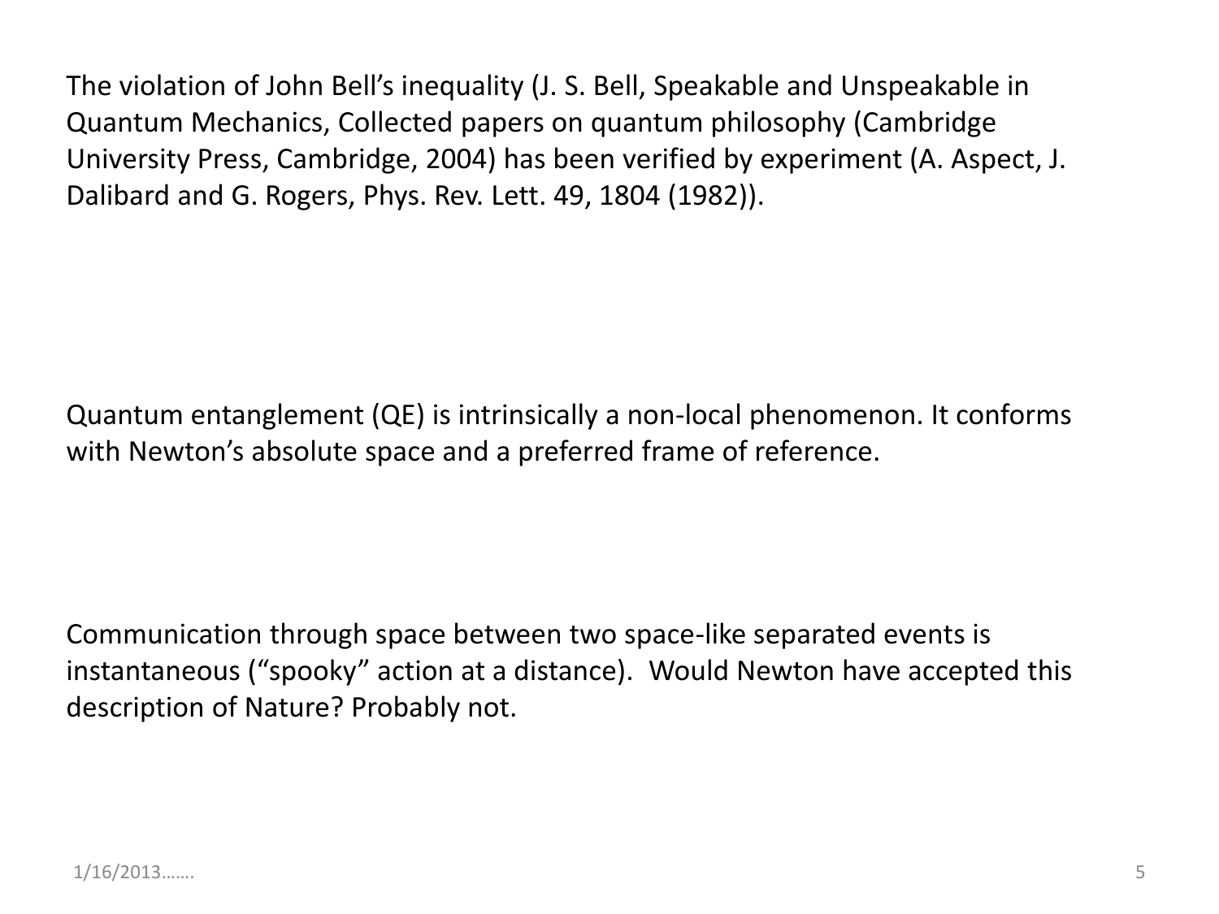The violation of John Bell's inequality (J. S. Bell, Speakable and Unspeakable in Quantum Mechanics, Collected papers on quantum philosophy (Cambridge University Press, Cambridge, 2004) has been verified by experiment (A. Aspect, J. Dalibard and G. Rogers, Phys. Rev. Lett. 49, 1804 (1982)).

Quantum entanglement (QE) is intrinsically a non-local phenomenon. It conforms with Newton's absolute space and a preferred frame of reference.

Communication through space between two space-like separated events is instantaneous ("spooky" action at a distance). Would Newton have accepted this description of Nature? Probably not.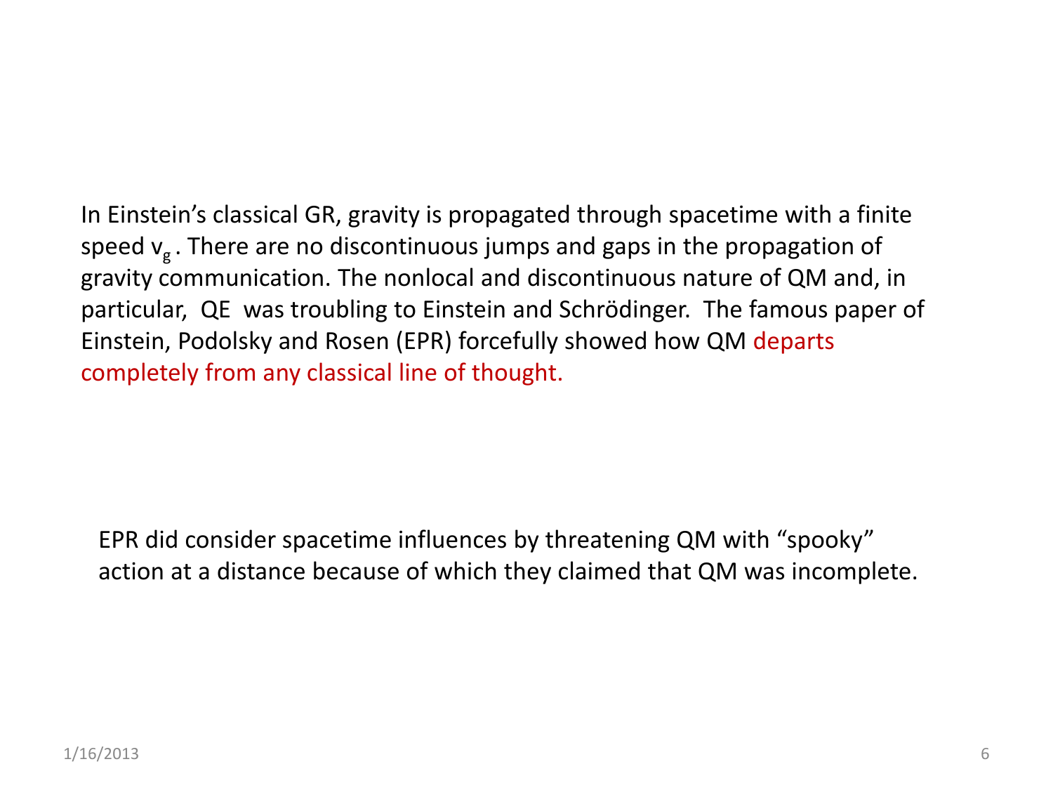In Einstein's classical GR, gravity is propagated through spacetime with a finite speed $v_g$. There are no discontinuous jumps and gaps in the propagation of gravity communication. The nonlocal and discontinuous nature of QM and, in particular, QE was troubling to Einstein and Schrödinger. The famous paper of Einstein, Podolsky and Rosen (EPR) forcefully showed how QM departs completely from any classical line of thought.

EPR did consider spacetime influences by threatening QM with "spooky" action at a distance because of which they claimed that QM was incomplete.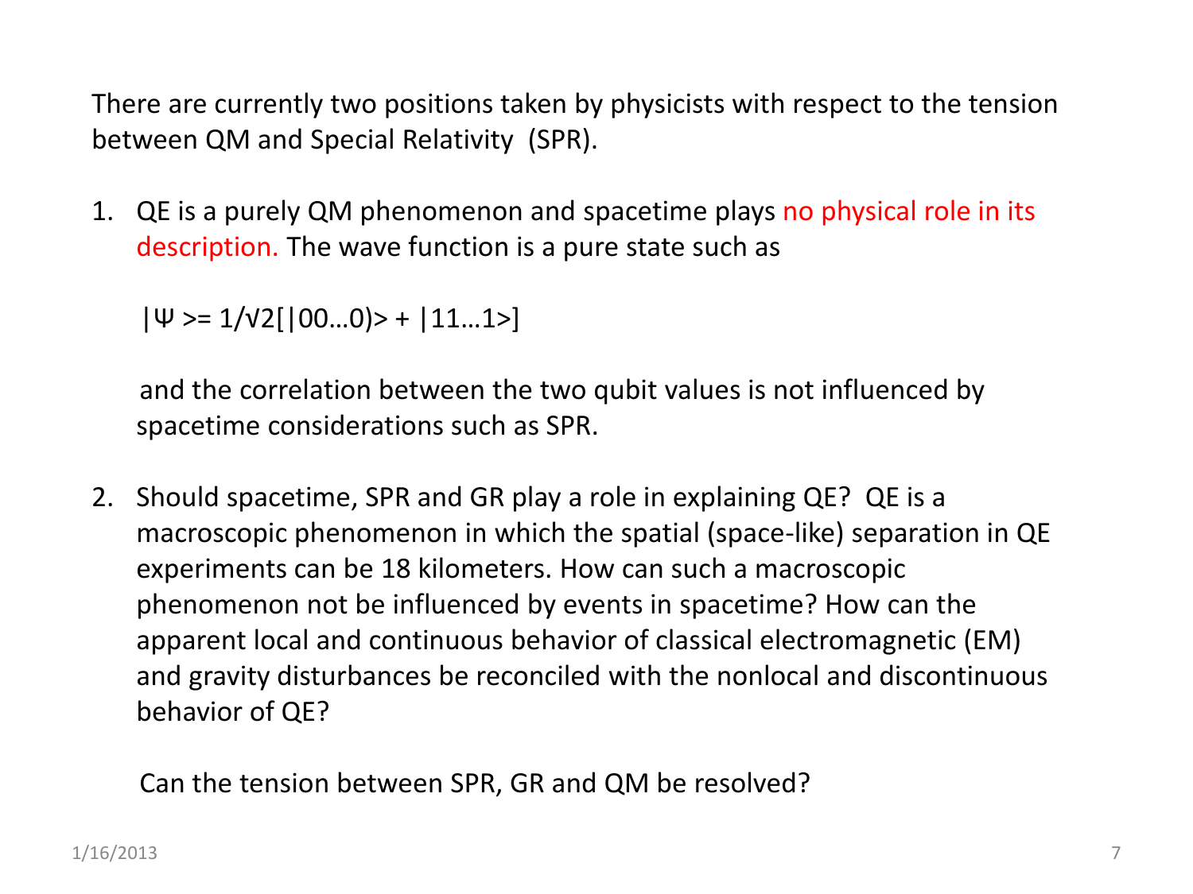There are currently two positions taken by physicists with respect to the tension between QM and Special Relativity (SPR).

1. QE is a purely QM phenomenon and spacetime plays no physical role in its description. The wave function is a pure state such as

   $|\Psi\rangle = 1/\sqrt{2}[|00\ldots0)\rangle + |11\ldots1\rangle]$

   and the correlation between the two qubit values is not influenced by spacetime considerations such as SPR.

2. Should spacetime, SPR and GR play a role in explaining QE? QE is a macroscopic phenomenon in which the spatial (space-like) separation in QE experiments can be 18 kilometers. How can such a macroscopic phenomenon not be influenced by events in spacetime? How can the apparent local and continuous behavior of classical electromagnetic (EM) and gravity disturbances be reconciled with the nonlocal and discontinuous behavior of QE?

   Can the tension between SPR, GR and QM be resolved?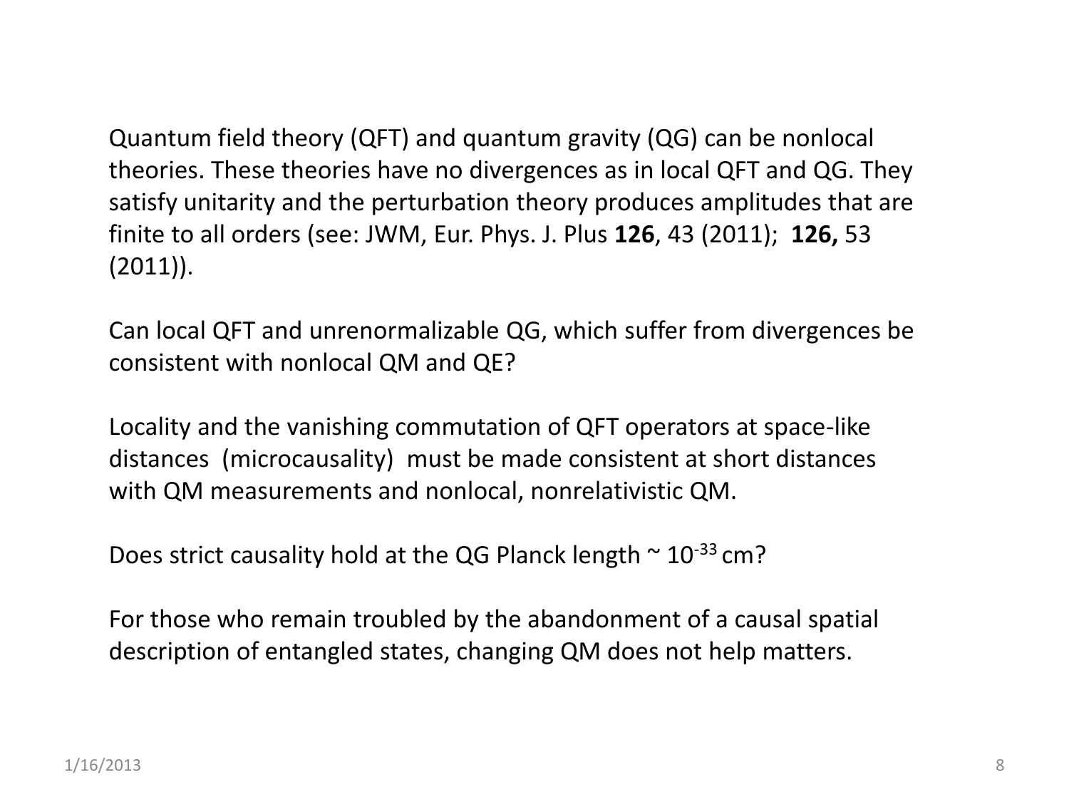Quantum field theory (QFT) and quantum gravity (QG) can be nonlocal theories. These theories have no divergences as in local QFT and QG. They satisfy unitarity and the perturbation theory produces amplitudes that are finite to all orders (see: JWM, Eur. Phys. J. Plus **126**, 43 (2011); **126,** 53 (2011)).

Can local QFT and unrenormalizable QG, which suffer from divergences be consistent with nonlocal QM and QE?

Locality and the vanishing commutation of QFT operators at space-like distances (microcausality) must be made consistent at short distances with QM measurements and nonlocal, nonrelativistic QM.

Does strict causality hold at the QG Planck length ~ $10^{-33}$ cm?

For those who remain troubled by the abandonment of a causal spatial description of entangled states, changing QM does not help matters.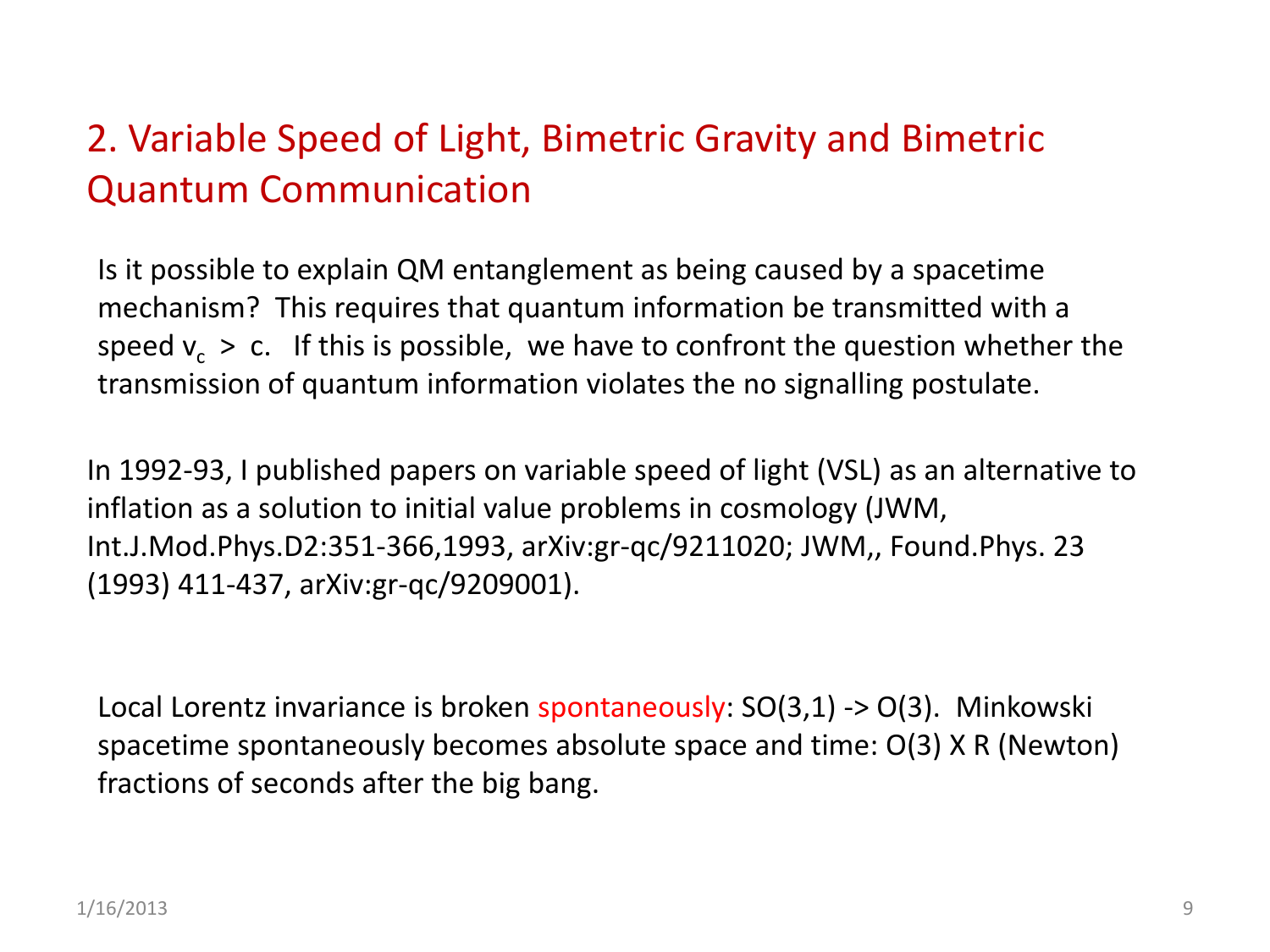## 2. Variable Speed of Light, Bimetric Gravity and Bimetric Quantum Communication

Is it possible to explain QM entanglement as being caused by a spacetime mechanism? This requires that quantum information be transmitted with a speed $v_c > c$. If this is possible, we have to confront the question whether the transmission of quantum information violates the no signalling postulate.

In 1992-93, I published papers on variable speed of light (VSL) as an alternative to inflation as a solution to initial value problems in cosmology (JWM, Int.J.Mod.Phys.D2:351-366,1993, arXiv:gr-qc/9211020; JWM,, Found.Phys. 23 (1993) 411-437, arXiv:gr-qc/9209001).

Local Lorentz invariance is broken spontaneously: SO(3,1) -> O(3). Minkowski spacetime spontaneously becomes absolute space and time: O(3) X R (Newton) fractions of seconds after the big bang.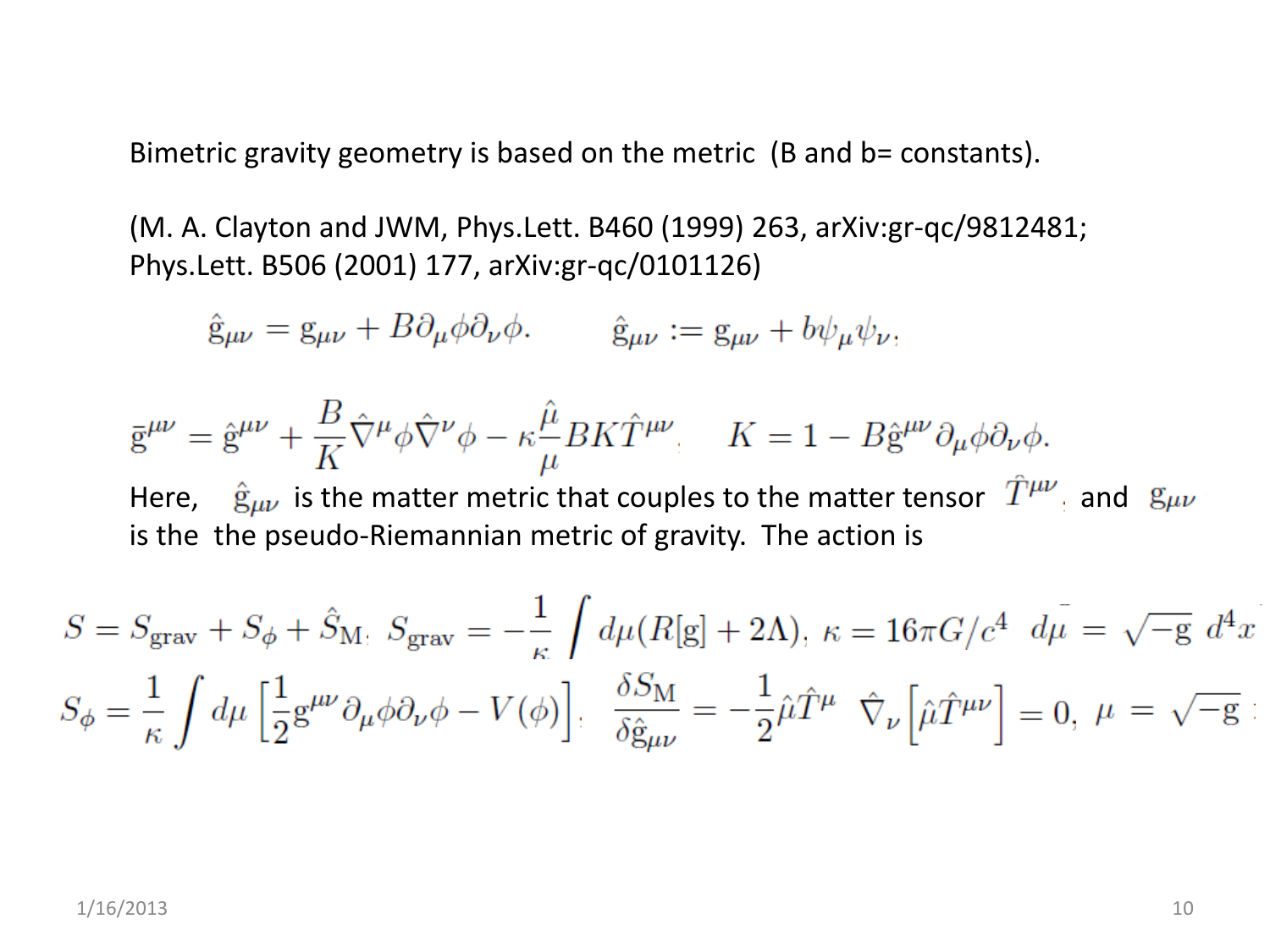Bimetric gravity geometry is based on the metric (B and b= constants).

(M. A. Clayton and JWM, Phys.Lett. B460 (1999) 263, arXiv:gr-qc/9812481; Phys.Lett. B506 (2001) 177, arXiv:gr-qc/0101126)

$$\hat{\mathrm{g}}_{\mu\nu} = \mathrm{g}_{\mu\nu} + B\partial_\mu\phi\partial_\nu\phi. \qquad \hat{\mathrm{g}}_{\mu\nu} := \mathrm{g}_{\mu\nu} + b\psi_\mu\psi_\nu,$$

$$\bar{\mathrm{g}}^{\mu\nu} = \hat{\mathrm{g}}^{\mu\nu} + \frac{B}{K}\hat{\nabla}^\mu\phi\hat{\nabla}^\nu\phi - \kappa\frac{\hat{\mu}}{\mu}BK\hat{T}^{\mu\nu}, \qquad K = 1 - B\hat{\mathrm{g}}^{\mu\nu}\partial_\mu\phi\partial_\nu\phi.$$

Here, $\hat{\mathrm{g}}_{\mu\nu}$ is the matter metric that couples to the matter tensor $\hat{T}^{\mu\nu}$, and $\mathrm{g}_{\mu\nu}$ is the the pseudo-Riemannian metric of gravity. The action is

$$S = S_{\mathrm{grav}} + S_\phi + \hat{S}_{\mathrm{M}}, \quad S_{\mathrm{grav}} = -\frac{1}{\kappa}\int d\mu(R[\mathrm{g}] + 2\Lambda), \quad \kappa = 16\pi G/c^4 \quad d\mu = \sqrt{-\mathrm{g}}\ d^4x$$

$$S_\phi = \frac{1}{\kappa}\int d\mu\left[\frac{1}{2}\mathrm{g}^{\mu\nu}\partial_\mu\phi\partial_\nu\phi - V(\phi)\right], \quad \frac{\delta S_{\mathrm{M}}}{\delta\hat{\mathrm{g}}_{\mu\nu}} = -\frac{1}{2}\hat{\mu}\hat{T}^{\mu} \quad \hat{\nabla}_\nu\left[\hat{\mu}\hat{T}^{\mu\nu}\right] = 0, \quad \mu = \sqrt{-\mathrm{g}}$$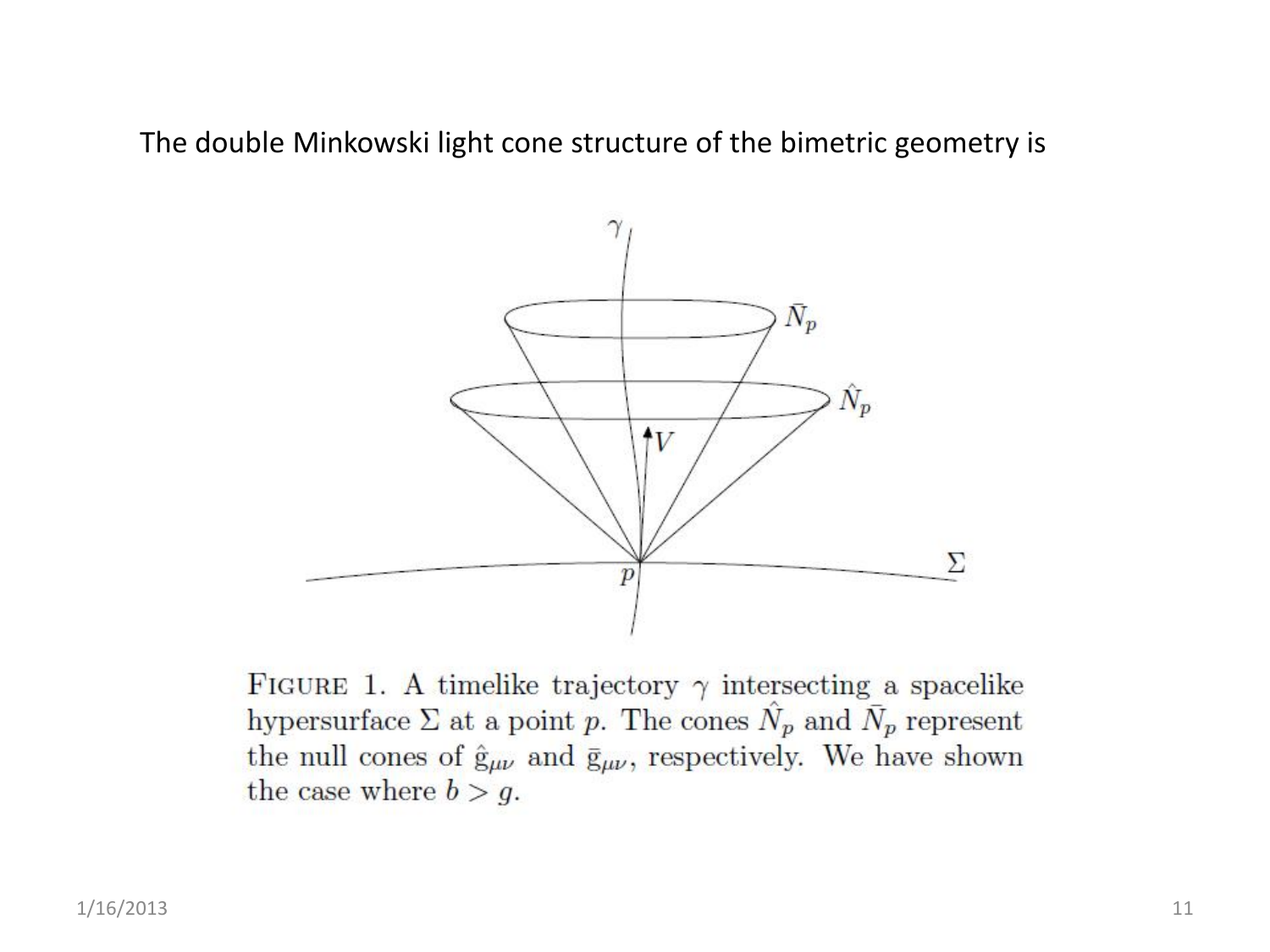The double Minkowski light cone structure of the bimetric geometry is

FIGURE 1. A timelike trajectory $\gamma$ intersecting a spacelike hypersurface $\Sigma$ at a point $p$. The cones $\hat{N}_p$ and $\bar{N}_p$ represent the null cones of $\hat{g}_{\mu\nu}$ and $\bar{g}_{\mu\nu}$, respectively. We have shown the case where $b > g$.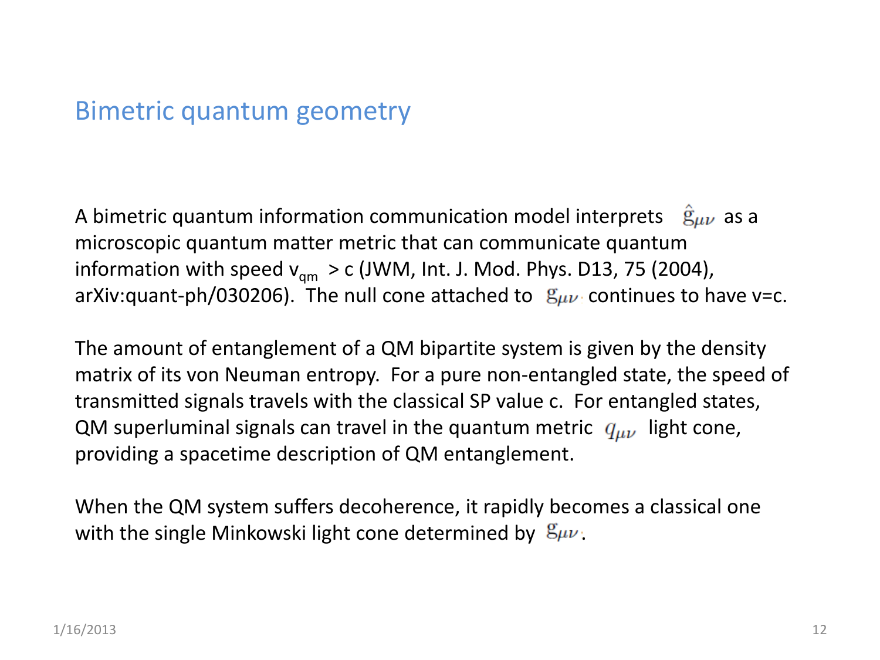## Bimetric quantum geometry

A bimetric quantum information communication model interprets $\hat{g}_{\mu\nu}$ as a microscopic quantum matter metric that can communicate quantum information with speed $v_{qm} > c$ (JWM, Int. J. Mod. Phys. D13, 75 (2004), arXiv:quant-ph/030206). The null cone attached to $g_{\mu\nu}$ continues to have v=c.

The amount of entanglement of a QM bipartite system is given by the density matrix of its von Neuman entropy. For a pure non-entangled state, the speed of transmitted signals travels with the classical SP value c. For entangled states, QM superluminal signals can travel in the quantum metric $q_{\mu\nu}$ light cone, providing a spacetime description of QM entanglement.

When the QM system suffers decoherence, it rapidly becomes a classical one with the single Minkowski light cone determined by $g_{\mu\nu}$.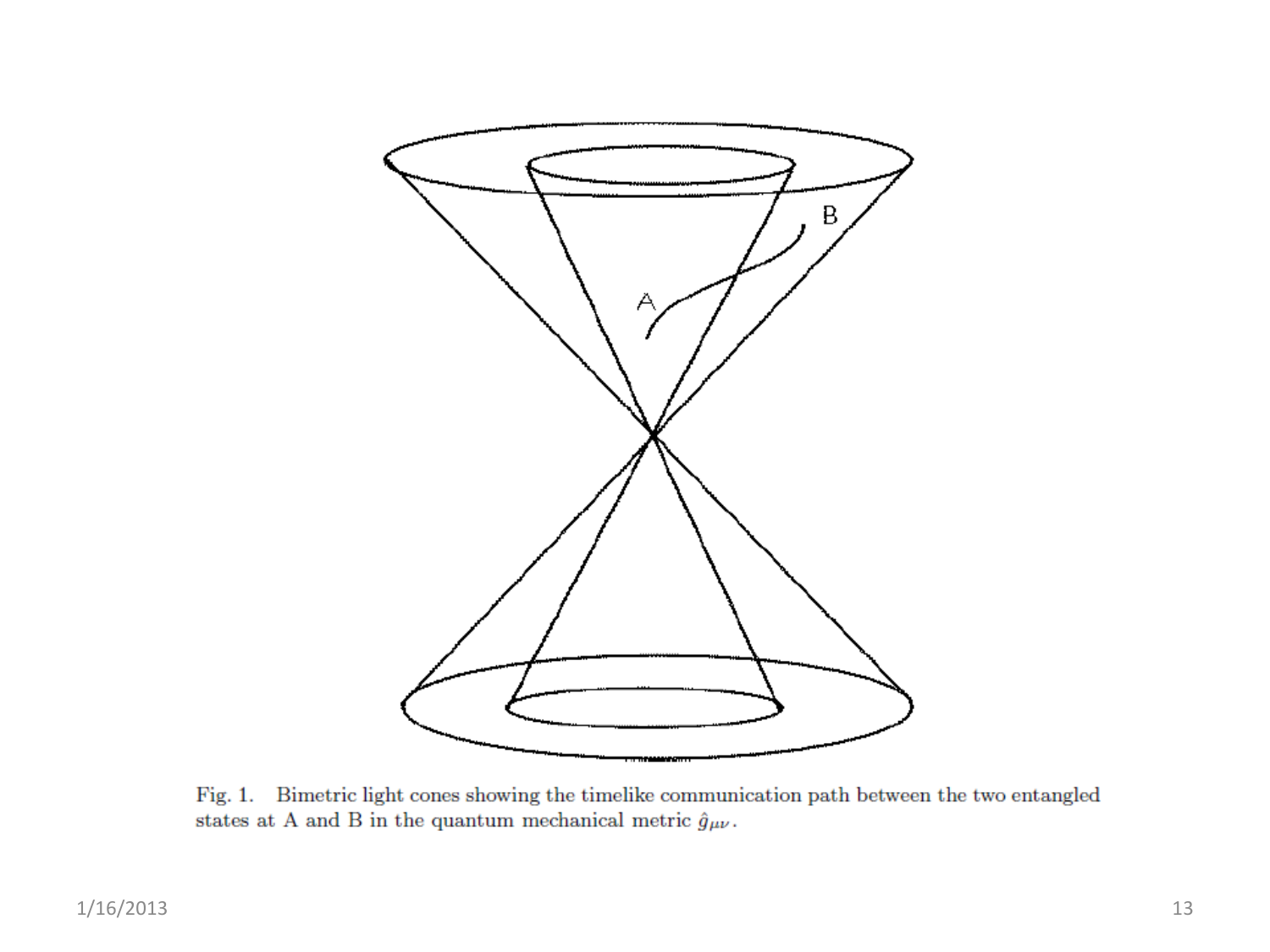Fig. 1. Bimetric light cones showing the timelike communication path between the two entangled states at A and B in the quantum mechanical metric $\hat{g}_{\mu\nu}$.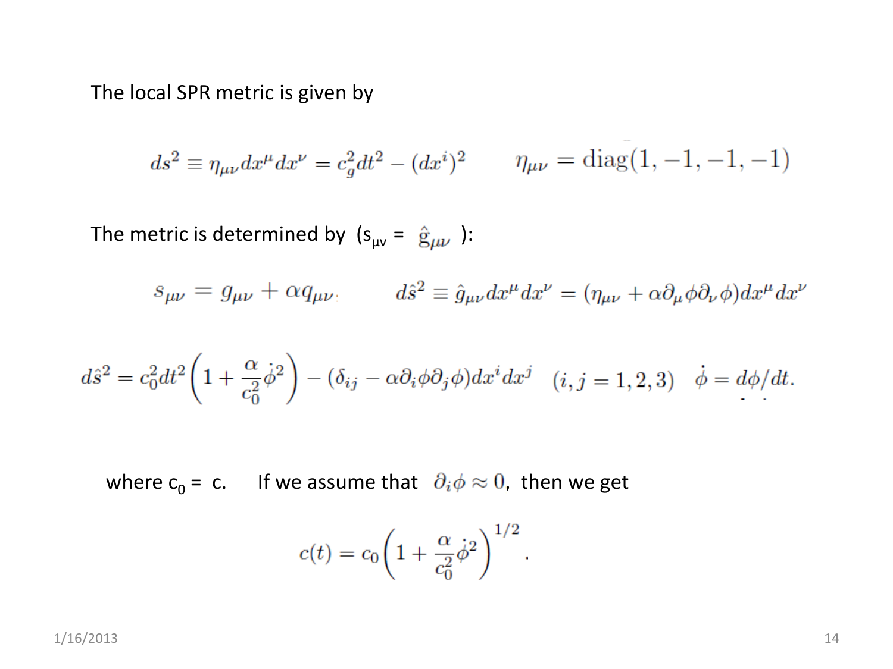The local SPR metric is given by

$$ds^2 \equiv \eta_{\mu\nu} dx^\mu dx^\nu = c_g^2 dt^2 - (dx^i)^2 \qquad \eta_{\mu\nu} = \mathrm{diag}(1, -1, -1, -1)$$

The metric is determined by ($s_{\mu\nu} = \hat{g}_{\mu\nu}$):

$$s_{\mu\nu} = g_{\mu\nu} + \alpha q_{\mu\nu} \qquad d\hat{s}^2 \equiv \hat{g}_{\mu\nu} dx^\mu dx^\nu = (\eta_{\mu\nu} + \alpha \partial_\mu \phi \partial_\nu \phi) dx^\mu dx^\nu$$

$$d\hat{s}^2 = c_0^2 dt^2 \left(1 + \frac{\alpha}{c_0^2} \dot{\phi}^2\right) - (\delta_{ij} - \alpha \partial_i \phi \partial_j \phi) dx^i dx^j \quad (i, j = 1, 2, 3) \quad \dot{\phi} = d\phi/dt.$$

where $c_0 = c$. If we assume that $\partial_i \phi \approx 0$, then we get

$$c(t) = c_0 \left(1 + \frac{\alpha}{c_0^2} \dot{\phi}^2\right)^{1/2}.$$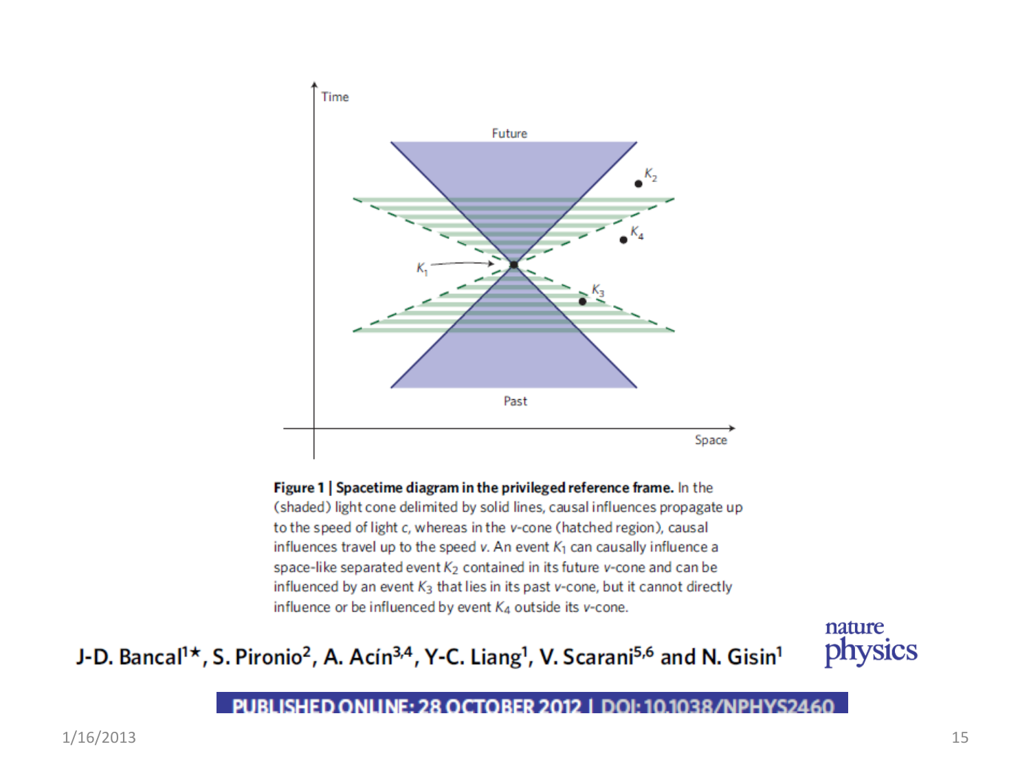**Figure 1 | Spacetime diagram in the privileged reference frame.** In the (shaded) light cone delimited by solid lines, causal influences propagate up to the speed of light $c$, whereas in the $v$-cone (hatched region), causal influences travel up to the speed $v$. An event $K_1$ can causally influence a space-like separated event $K_2$ contained in its future $v$-cone and can be influenced by an event $K_3$ that lies in its past $v$-cone, but it cannot directly influence or be influenced by event $K_4$ outside its $v$-cone.

J-D. Bancal[1*], S. Pironio[2], A. Acín[3,4], Y-C. Liang[1], V. Scarani[5,6] and N. Gisin[1]

nature physics

PUBLISHED ONLINE: 28 OCTOBER 2012 | DOI: 10.1038/NPHYS2460

1/16/2013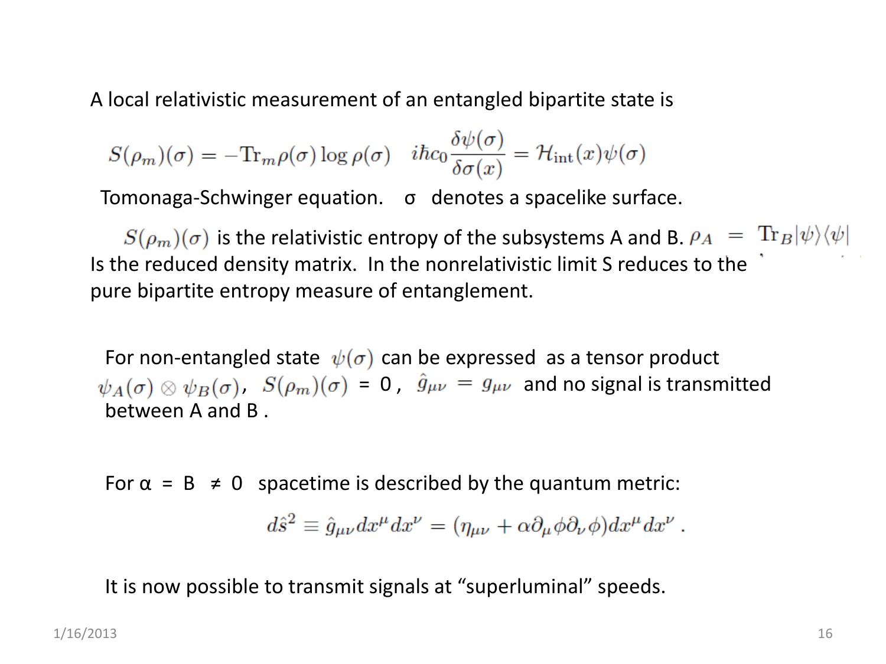A local relativistic measurement of an entangled bipartite state is

$$S(\rho_m)(\sigma) = -\mathrm{Tr}_m \rho(\sigma) \log \rho(\sigma) \quad i\hbar c_0 \frac{\delta\psi(\sigma)}{\delta\sigma(x)} = \mathcal{H}_{\mathrm{int}}(x)\psi(\sigma)$$

Tomonaga-Schwinger equation. σ denotes a spacelike surface.

$S(\rho_m)(\sigma)$ is the relativistic entropy of the subsystems A and B. $\rho_A = \mathrm{Tr}_B|\psi\rangle\langle\psi|$ Is the reduced density matrix. In the nonrelativistic limit S reduces to the pure bipartite entropy measure of entanglement.

For non-entangled state $\psi(\sigma)$ can be expressed as a tensor product $\psi_A(\sigma) \otimes \psi_B(\sigma)$, $S(\rho_m)(\sigma) = 0$, $\hat{g}_{\mu\nu} = g_{\mu\nu}$ and no signal is transmitted between A and B .

For α = B ≠ 0 spacetime is described by the quantum metric:

$$d\hat{s}^2 \equiv \hat{g}_{\mu\nu} dx^\mu dx^\nu = (\eta_{\mu\nu} + \alpha \partial_\mu \phi \partial_\nu \phi) dx^\mu dx^\nu \,.$$

It is now possible to transmit signals at "superluminal" speeds.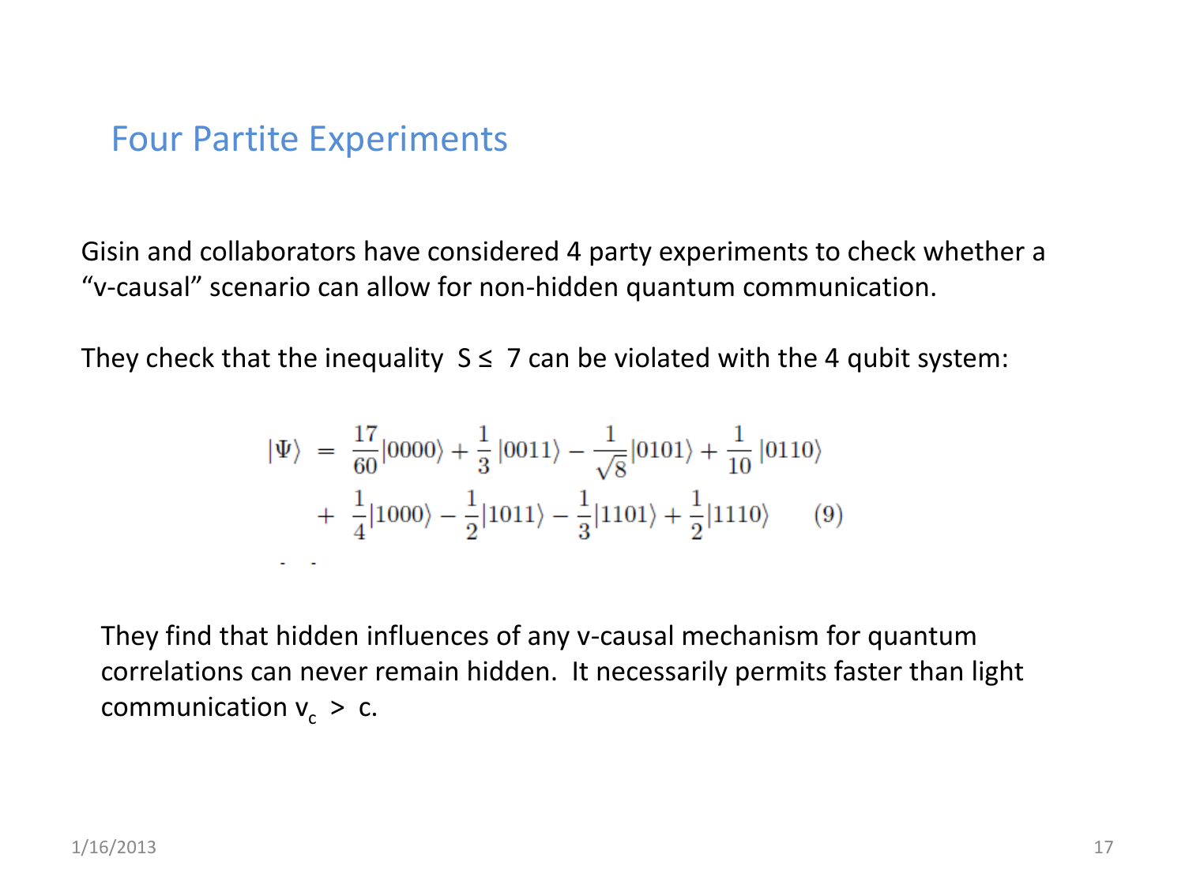## Four Partite Experiments

Gisin and collaborators have considered 4 party experiments to check whether a "v-causal" scenario can allow for non-hidden quantum communication.

They check that the inequality $S \leq 7$ can be violated with the 4 qubit system:

$$
\begin{aligned}
|\Psi\rangle \;=\; & \frac{17}{60}|0000\rangle + \frac{1}{3}\,|0011\rangle - \frac{1}{\sqrt{8}}|0101\rangle + \frac{1}{10}\,|0110\rangle \\
& + \frac{1}{4}|1000\rangle - \frac{1}{2}|1011\rangle - \frac{1}{3}|1101\rangle + \frac{1}{2}|1110\rangle \qquad (9)
\end{aligned}
$$

They find that hidden influences of any v-causal mechanism for quantum correlations can never remain hidden. It necessarily permits faster than light communication $v_c > c$.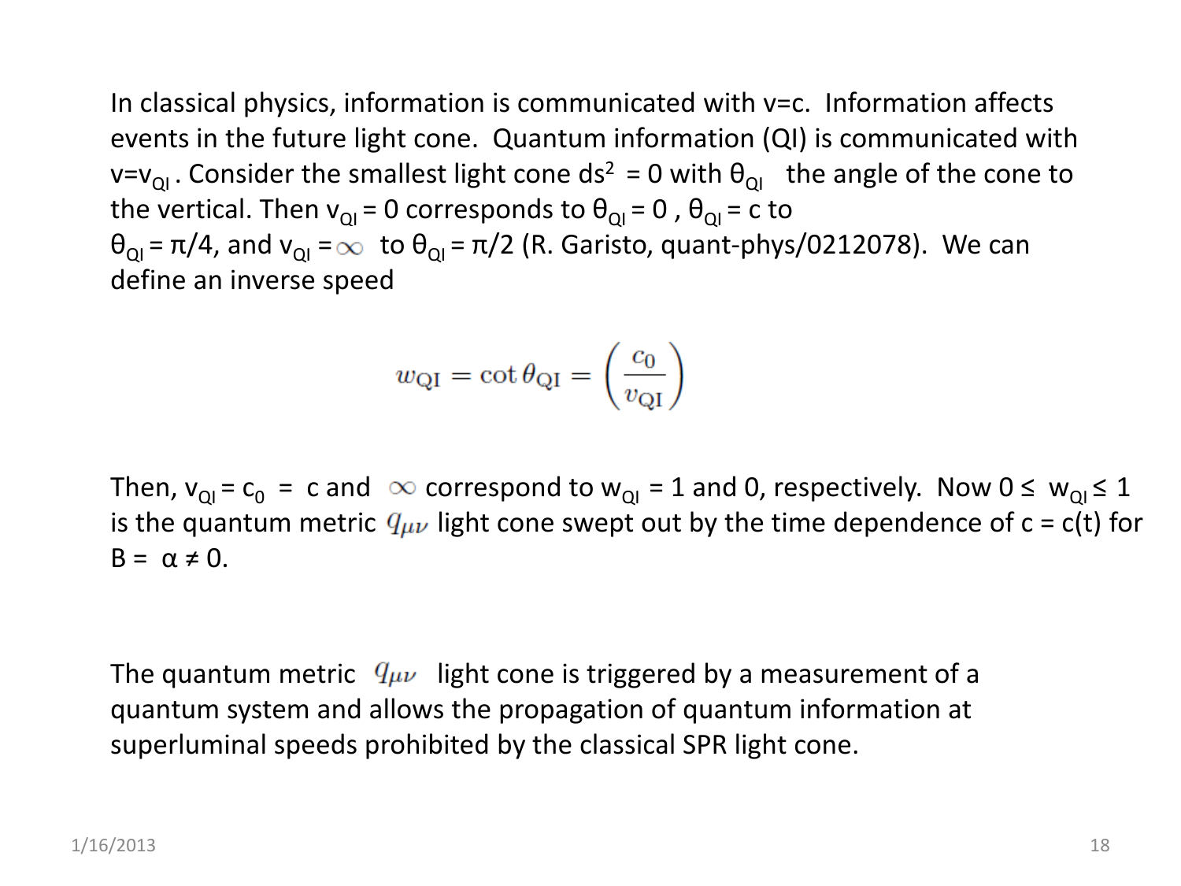In classical physics, information is communicated with v=c. Information affects events in the future light cone. Quantum information (QI) is communicated with $v=v_{QI}$. Consider the smallest light cone $ds^2 = 0$ with $\theta_{QI}$ the angle of the cone to the vertical. Then $v_{QI} = 0$ corresponds to $\theta_{QI} = 0$ , $\theta_{QI} = c$ to $\theta_{QI} = \pi/4$, and $v_{QI} = \infty$ to $\theta_{QI} = \pi/2$ (R. Garisto, quant-phys/0212078). We can define an inverse speed

$$w_{\mathrm{QI}} = \cot\theta_{\mathrm{QI}} = \left(\frac{c_0}{v_{\mathrm{QI}}}\right)$$

Then, $v_{QI} = c_0 = c$ and $\infty$ correspond to $w_{QI} = 1$ and 0, respectively. Now $0 \leq w_{QI} \leq 1$ is the quantum metric $q_{\mu\nu}$ light cone swept out by the time dependence of $c = c(t)$ for $B = \alpha \neq 0$.

The quantum metric $q_{\mu\nu}$ light cone is triggered by a measurement of a quantum system and allows the propagation of quantum information at superluminal speeds prohibited by the classical SPR light cone.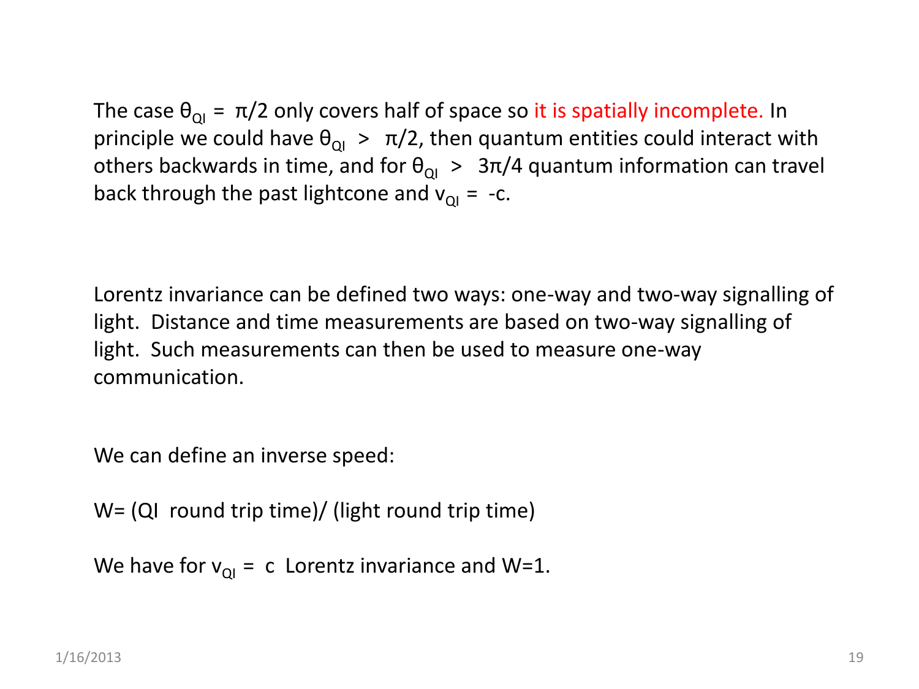The case $\theta_{QI} = \pi/2$ only covers half of space so it is spatially incomplete. In principle we could have $\theta_{QI} > \pi/2$, then quantum entities could interact with others backwards in time, and for $\theta_{QI} > 3\pi/4$ quantum information can travel back through the past lightcone and $v_{QI} = -c$.

Lorentz invariance can be defined two ways: one-way and two-way signalling of light. Distance and time measurements are based on two-way signalling of light. Such measurements can then be used to measure one-way communication.

We can define an inverse speed:

W= (QI round trip time)/ (light round trip time)

We have for $v_{QI} = c$ Lorentz invariance and W=1.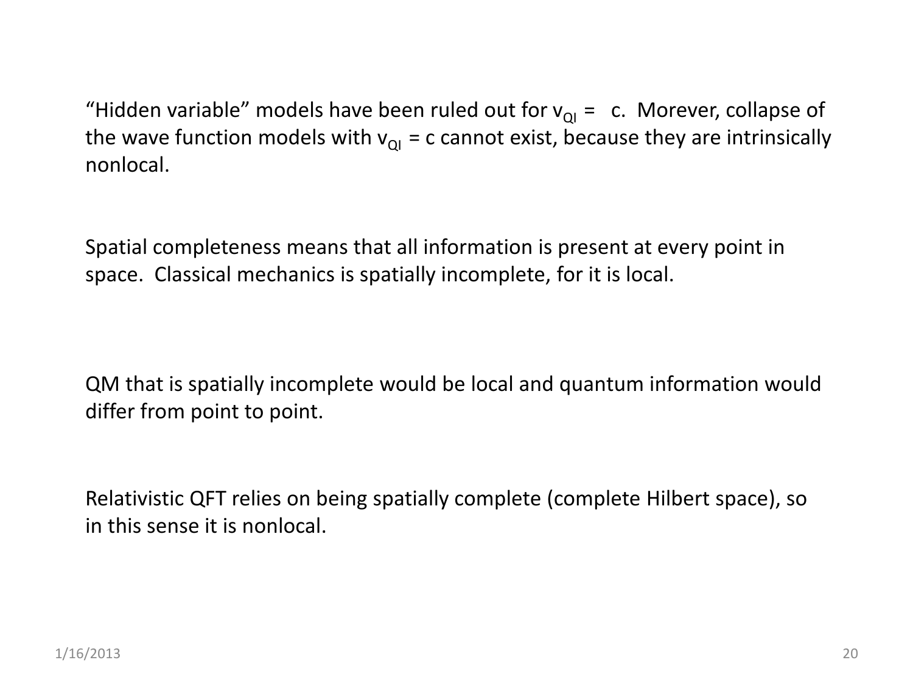"Hidden variable" models have been ruled out for $v_{QI}$ = c. Morever, collapse of the wave function models with $v_{QI}$ = c cannot exist, because they are intrinsically nonlocal.

Spatial completeness means that all information is present at every point in space. Classical mechanics is spatially incomplete, for it is local.

QM that is spatially incomplete would be local and quantum information would differ from point to point.

Relativistic QFT relies on being spatially complete (complete Hilbert space), so in this sense it is nonlocal.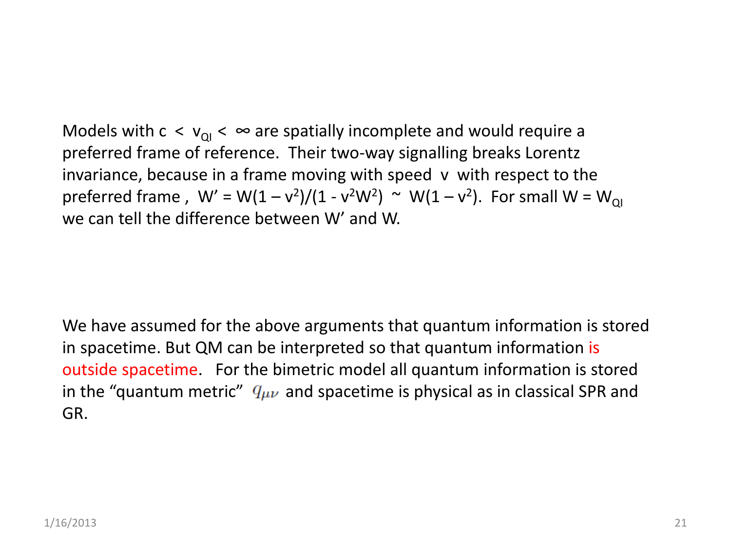Models with $c < v_{QI} < \infty$ are spatially incomplete and would require a preferred frame of reference. Their two-way signalling breaks Lorentz invariance, because in a frame moving with speed $v$ with respect to the preferred frame , $W' = W(1 - v^2)/(1 - v^2W^2) \sim W(1 - v^2)$. For small $W = W_{QI}$ we can tell the difference between $W'$ and $W$.

We have assumed for the above arguments that quantum information is stored in spacetime. But QM can be interpreted so that quantum information is outside spacetime. For the bimetric model all quantum information is stored in the "quantum metric" $q_{\mu\nu}$ and spacetime is physical as in classical SPR and GR.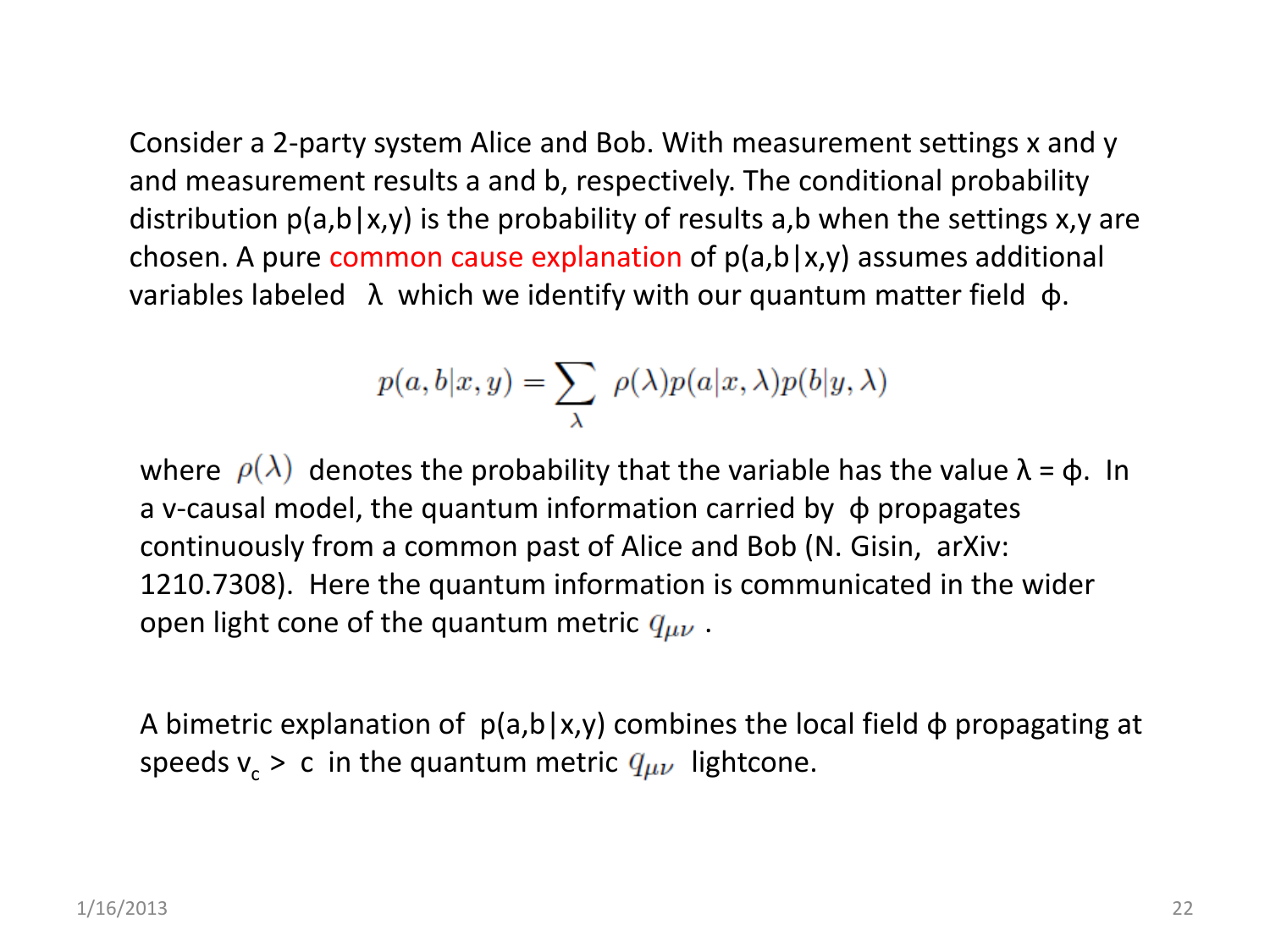Consider a 2-party system Alice and Bob. With measurement settings x and y and measurement results a and b, respectively. The conditional probability distribution p(a,b|x,y) is the probability of results a,b when the settings x,y are chosen. A pure common cause explanation of p(a,b|x,y) assumes additional variables labeled $\lambda$ which we identify with our quantum matter field $\phi$.

$$p(a,b|x,y) = \sum_{\lambda} \rho(\lambda) p(a|x,\lambda) p(b|y,\lambda)$$

where $\rho(\lambda)$ denotes the probability that the variable has the value $\lambda = \phi$. In a v-causal model, the quantum information carried by $\phi$ propagates continuously from a common past of Alice and Bob (N. Gisin, arXiv: 1210.7308). Here the quantum information is communicated in the wider open light cone of the quantum metric $q_{\mu\nu}$.

A bimetric explanation of p(a,b|x,y) combines the local field $\phi$ propagating at speeds $v_c > c$ in the quantum metric $q_{\mu\nu}$ lightcone.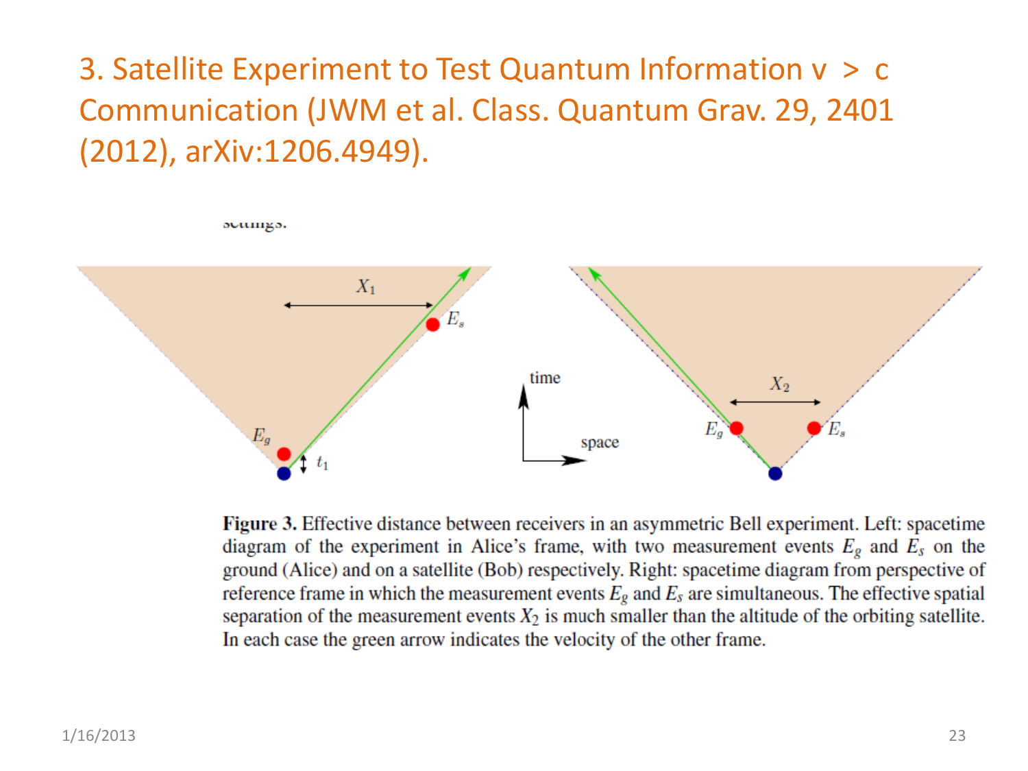# 3. Satellite Experiment to Test Quantum Information v > c Communication (JWM et al. Class. Quantum Grav. 29, 2401 (2012), arXiv:1206.4949).

**Figure 3.** Effective distance between receivers in an asymmetric Bell experiment. Left: spacetime diagram of the experiment in Alice's frame, with two measurement events $E_g$ and $E_s$ on the ground (Alice) and on a satellite (Bob) respectively. Right: spacetime diagram from perspective of reference frame in which the measurement events $E_g$ and $E_s$ are simultaneous. The effective spatial separation of the measurement events $X_2$ is much smaller than the altitude of the orbiting satellite. In each case the green arrow indicates the velocity of the other frame.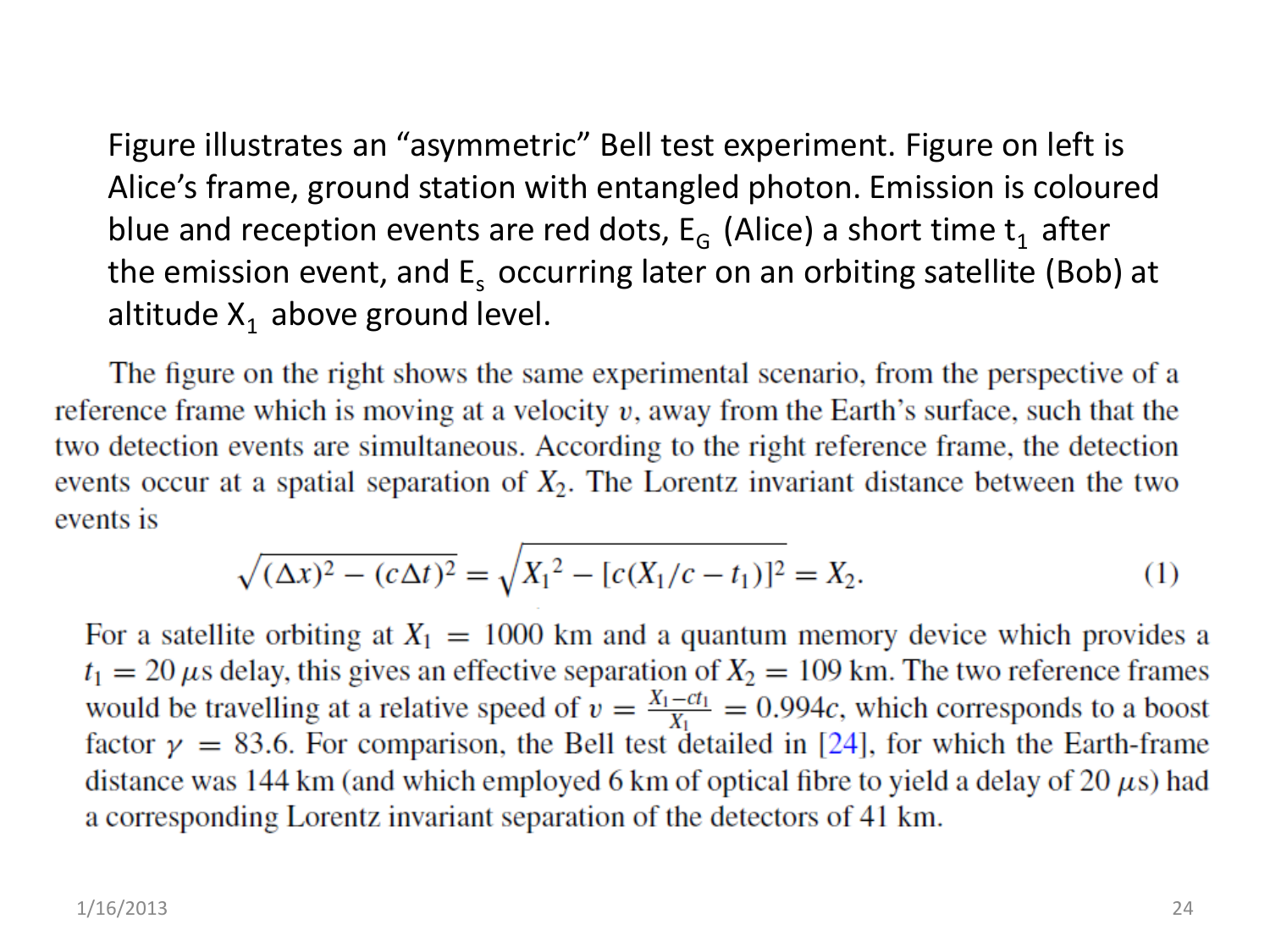Figure illustrates an "asymmetric" Bell test experiment. Figure on left is Alice's frame, ground station with entangled photon. Emission is coloured blue and reception events are red dots, $E_G$ (Alice) a short time $t_1$ after the emission event, and $E_s$ occurring later on an orbiting satellite (Bob) at altitude $X_1$ above ground level.

The figure on the right shows the same experimental scenario, from the perspective of a reference frame which is moving at a velocity $v$, away from the Earth's surface, such that the two detection events are simultaneous. According to the right reference frame, the detection events occur at a spatial separation of $X_2$. The Lorentz invariant distance between the two events is

$$\sqrt{(\Delta x)^2 - (c\Delta t)^2} = \sqrt{X_1{}^2 - [c(X_1/c - t_1)]^2} = X_2. \quad (1)$$

For a satellite orbiting at $X_1 = 1000$ km and a quantum memory device which provides a $t_1 = 20\,\mu$s delay, this gives an effective separation of $X_2 = 109$ km. The two reference frames would be travelling at a relative speed of $v = \frac{X_1 - ct_1}{X_1} = 0.994c$, which corresponds to a boost factor $\gamma = 83.6$. For comparison, the Bell test detailed in [24], for which the Earth-frame distance was 144 km (and which employed 6 km of optical fibre to yield a delay of 20 $\mu$s) had a corresponding Lorentz invariant separation of the detectors of 41 km.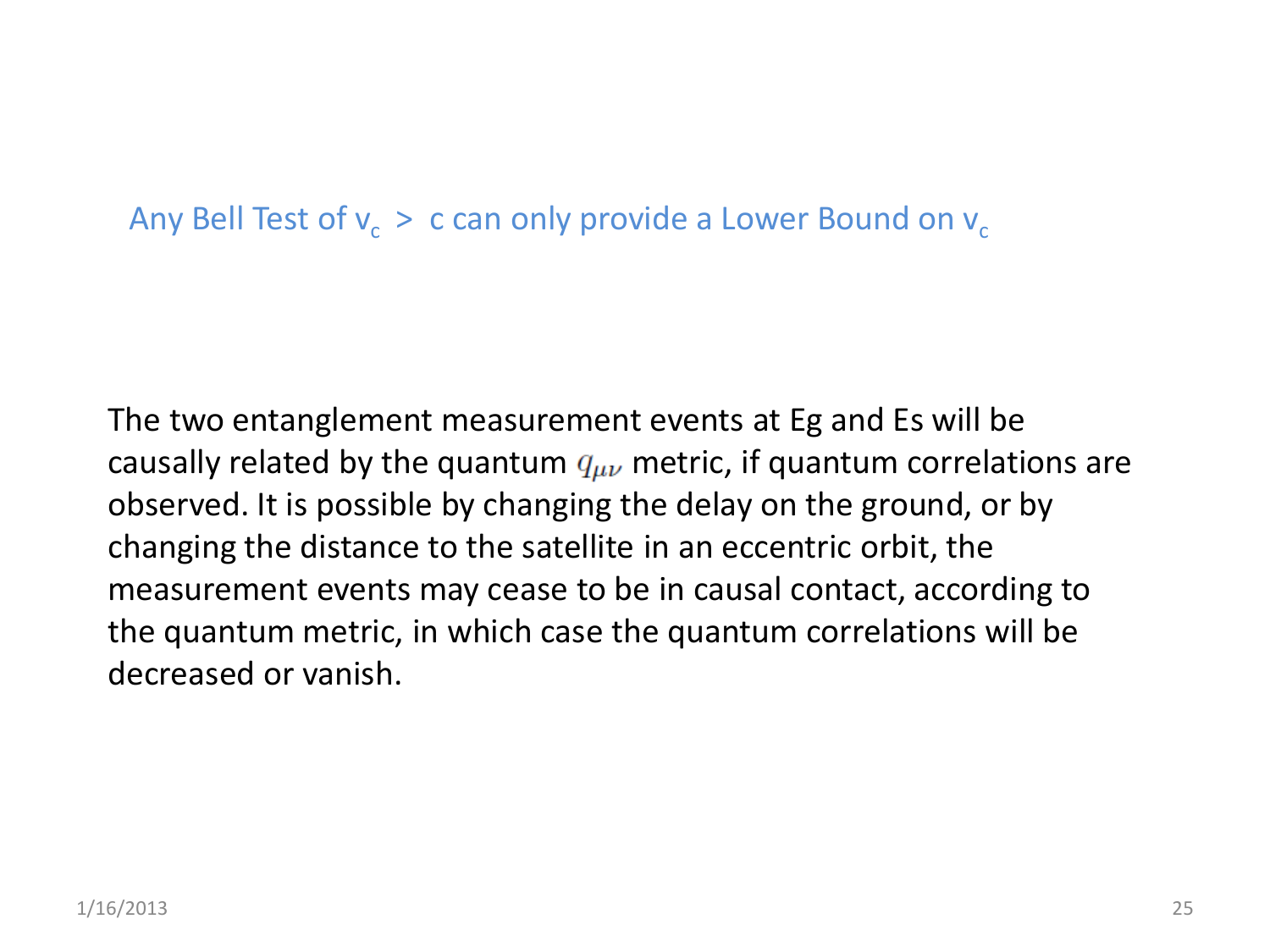## Any Bell Test of $v_c > c$ can only provide a Lower Bound on $v_c$

The two entanglement measurement events at Eg and Es will be causally related by the quantum $q_{\mu\nu}$ metric, if quantum correlations are observed. It is possible by changing the delay on the ground, or by changing the distance to the satellite in an eccentric orbit, the measurement events may cease to be in causal contact, according to the quantum metric, in which case the quantum correlations will be decreased or vanish.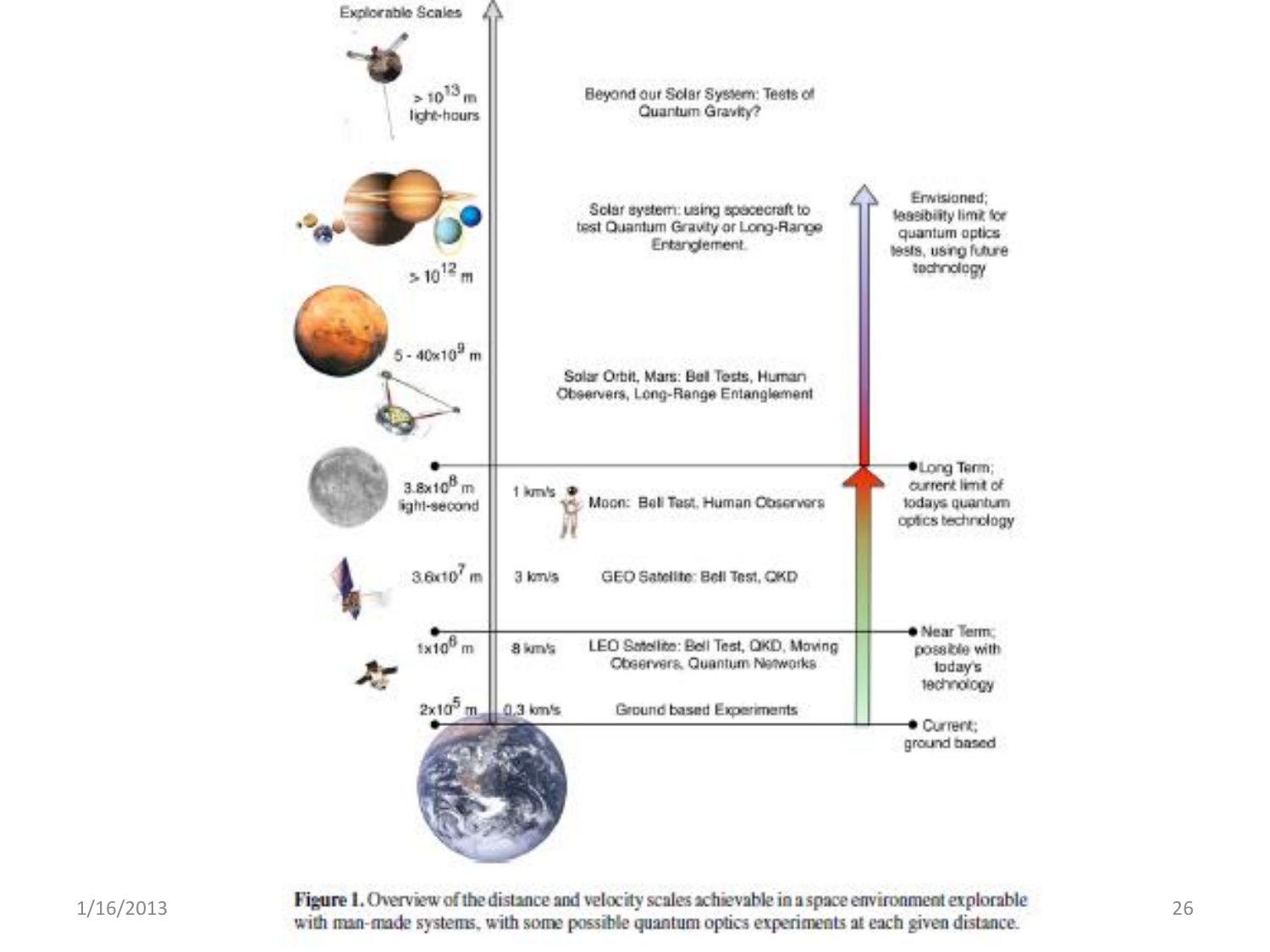Explorable Scales

> $10^{13}$ m light-hours — Beyond our Solar System: Tests of Quantum Gravity?

> $10^{12}$ m — Solar system: using spacecraft to test Quantum Gravity or Long-Range Entanglement.

5 - 40x$10^{9}$ m — Solar Orbit, Mars: Bell Tests, Human Observers, Long-Range Entanglement

3.8x$10^{8}$ m light-second — 1 km/s — Moon: Bell Test, Human Observers

3.6x$10^{7}$ m — 3 km/s — GEO Satellite: Bell Test, QKD

1x$10^{6}$ m — 8 km/s — LEO Satellite: Bell Test, QKD, Moving Observers, Quantum Networks

2x$10^{5}$ m — 0.3 km/s — Ground based Experiments

Envisioned; feasibility limit for quantum optics tests, using future technology

Long Term; current limit of todays quantum optics technology

Near Term; possible with today's technology

Current; ground based

**Figure 1.** Overview of the distance and velocity scales achievable in a space environment explorable with man-made systems, with some possible quantum optics experiments at each given distance.

1/16/2013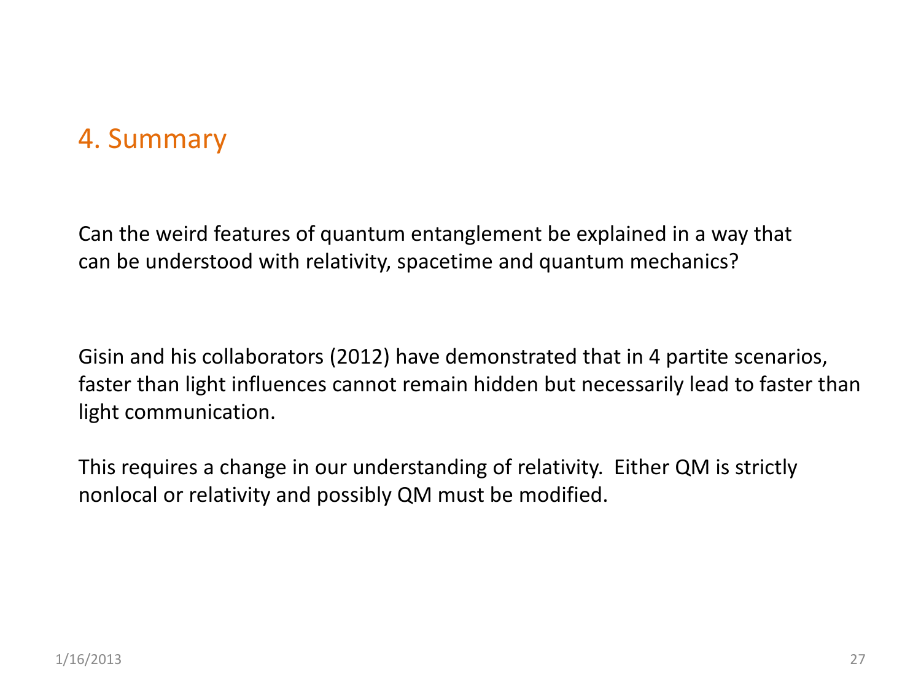## 4. Summary

Can the weird features of quantum entanglement be explained in a way that can be understood with relativity, spacetime and quantum mechanics?

Gisin and his collaborators (2012) have demonstrated that in 4 partite scenarios, faster than light influences cannot remain hidden but necessarily lead to faster than light communication.

This requires a change in our understanding of relativity. Either QM is strictly nonlocal or relativity and possibly QM must be modified.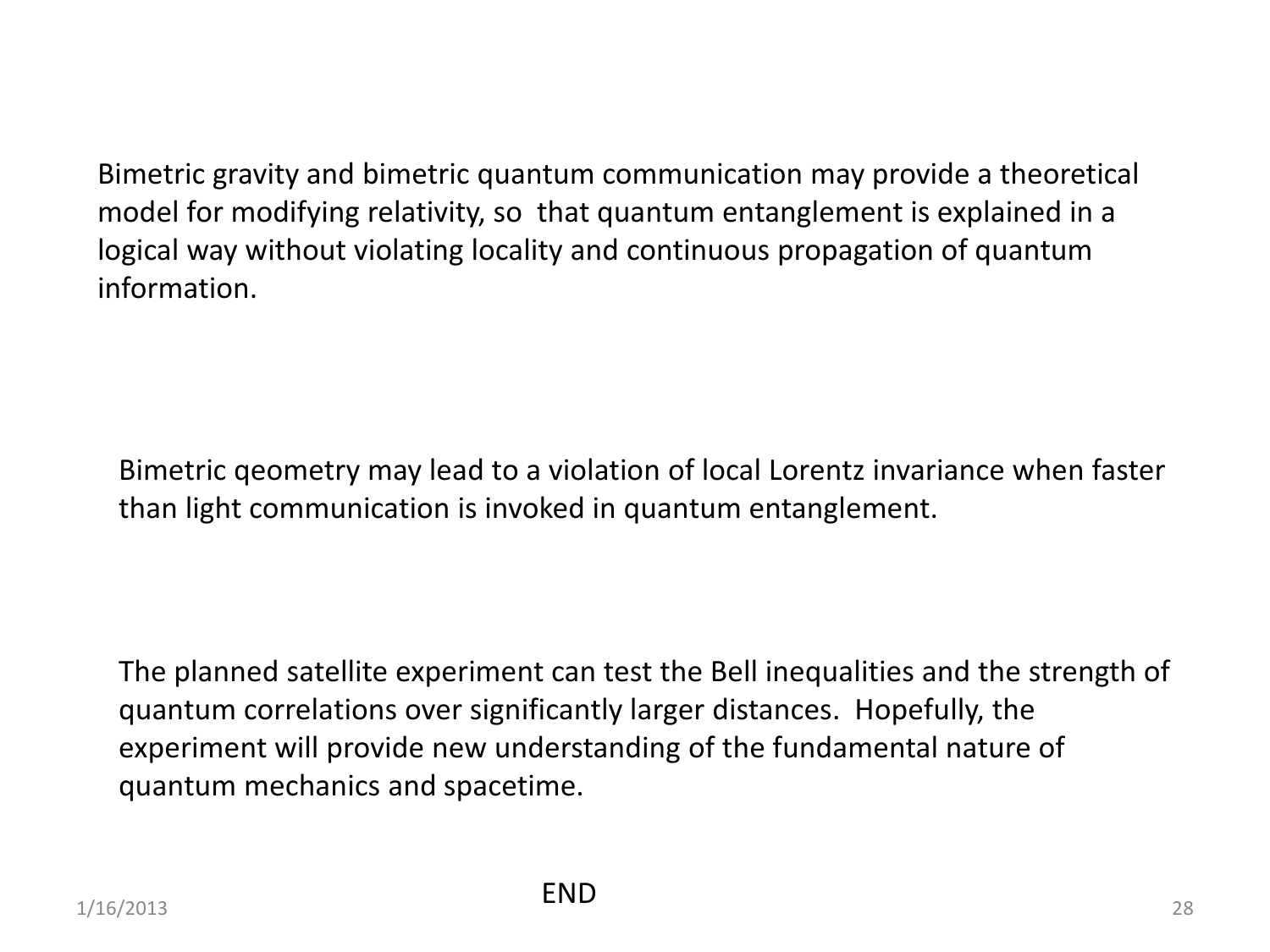Bimetric gravity and bimetric quantum communication may provide a theoretical model for modifying relativity, so that quantum entanglement is explained in a logical way without violating locality and continuous propagation of quantum information.

Bimetric qeometry may lead to a violation of local Lorentz invariance when faster than light communication is invoked in quantum entanglement.

The planned satellite experiment can test the Bell inequalities and the strength of quantum correlations over significantly larger distances. Hopefully, the experiment will provide new understanding of the fundamental nature of quantum mechanics and spacetime.

END